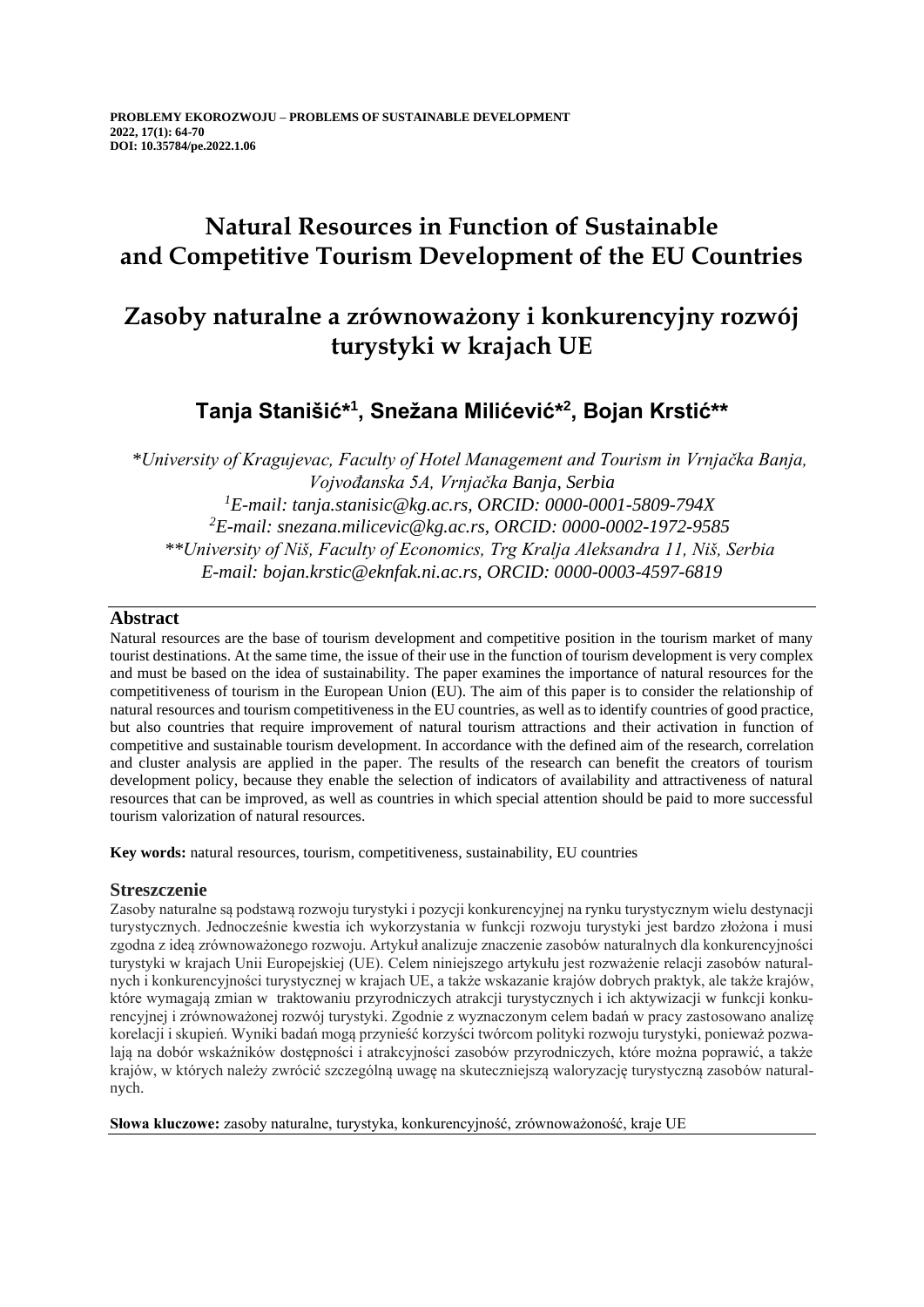**PROBLEMY EKOROZWOJU – PROBLEMS OF SUSTAINABLE DEVELOPMENT**
**2022, 17(1): 64-70**
**DOI: 10.35784/pe.2022.1.06**

# Natural Resources in Function of Sustainable and Competitive Tourism Development of the EU Countries

# Zasoby naturalne a zrównoważony i konkurencyjny rozwój turystyki w krajach UE

## Tanja Stanišić*[1], Snežana Milićević*[2], Bojan Krstić**

*\*University of Kragujevac, Faculty of Hotel Management and Tourism in Vrnjačka Banja, Vojvođanska 5A, Vrnjačka Banja, Serbia*
*[1]E-mail: tanja.stanisic@kg.ac.rs, ORCID: 0000-0001-5809-794X*
*[2]E-mail: snezana.milicevic@kg.ac.rs, ORCID: 0000-0002-1972-9585*
*\*\*University of Niš, Faculty of Economics, Trg Kralja Aleksandra 11, Niš, Serbia*
*E-mail: bojan.krstic@eknfak.ni.ac.rs, ORCID: 0000-0003-4597-6819*

### Abstract

Natural resources are the base of tourism development and competitive position in the tourism market of many tourist destinations. At the same time, the issue of their use in the function of tourism development is very complex and must be based on the idea of sustainability. The paper examines the importance of natural resources for the competitiveness of tourism in the European Union (EU). The aim of this paper is to consider the relationship of natural resources and tourism competitiveness in the EU countries, as well as to identify countries of good practice, but also countries that require improvement of natural tourism attractions and their activation in function of competitive and sustainable tourism development. In accordance with the defined aim of the research, correlation and cluster analysis are applied in the paper. The results of the research can benefit the creators of tourism development policy, because they enable the selection of indicators of availability and attractiveness of natural resources that can be improved, as well as countries in which special attention should be paid to more successful tourism valorization of natural resources.

**Key words:** natural resources, tourism, competitiveness, sustainability, EU countries

### Streszczenie

Zasoby naturalne są podstawą rozwoju turystyki i pozycji konkurencyjnej na rynku turystycznym wielu destynacji turystycznych. Jednocześnie kwestia ich wykorzystania w funkcji rozwoju turystyki jest bardzo złożona i musi zgodna z ideą zrównoważonego rozwoju. Artykuł analizuje znaczenie zasobów naturalnych dla konkurencyjności turystyki w krajach Unii Europejskiej (UE). Celem niniejszego artykułu jest rozważenie relacji zasobów naturalnych i konkurencyjności turystycznej w krajach UE, a także wskazanie krajów dobrych praktyk, ale także krajów, które wymagają zmian w traktowaniu przyrodniczych atrakcji turystycznych i ich aktywizacji w funkcji konkurencyjnej i zrównoważonej rozwój turystyki. Zgodnie z wyznaczonym celem badań w pracy zastosowano analizę korelacji i skupień. Wyniki badań mogą przynieść korzyści twórcom polityki rozwoju turystyki, ponieważ pozwalają na dobór wskaźników dostępności i atrakcyjności zasobów przyrodniczych, które można poprawić, a także krajów, w których należy zwrócić szczególną uwagę na skuteczniejszą waloryzację turystyczną zasobów naturalnych.

**Słowa kluczowe:** zasoby naturalne, turystyka, konkurencyjność, zrównoważoność, kraje UE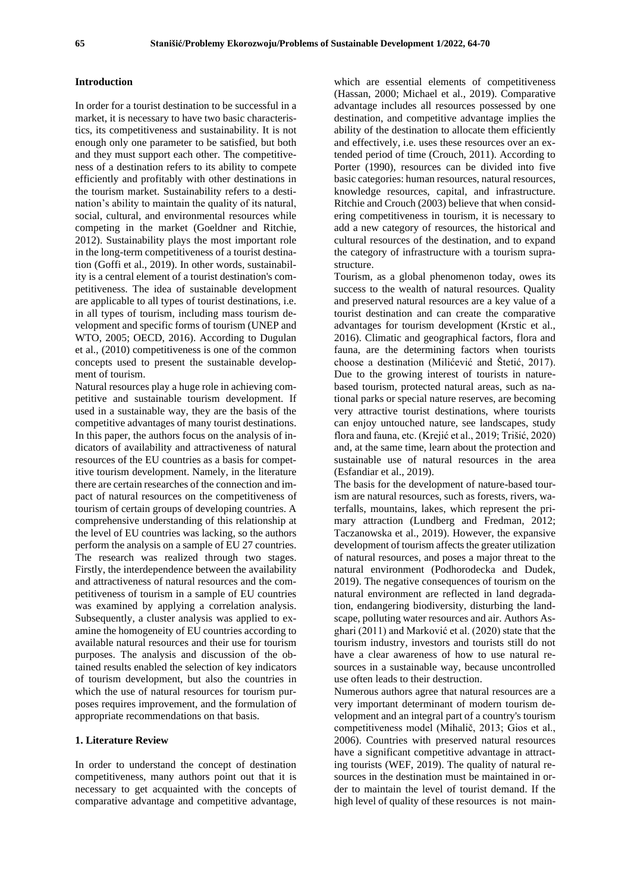## Introduction

In order for a tourist destination to be successful in a market, it is necessary to have two basic characteristics, its competitiveness and sustainability. It is not enough only one parameter to be satisfied, but both and they must support each other. The competitiveness of a destination refers to its ability to compete efficiently and profitably with other destinations in the tourism market. Sustainability refers to a destination's ability to maintain the quality of its natural, social, cultural, and environmental resources while competing in the market (Goeldner and Ritchie, 2012). Sustainability plays the most important role in the long-term competitiveness of a tourist destination (Goffi et al., 2019). In other words, sustainability is a central element of a tourist destination's competitiveness. The idea of sustainable development are applicable to all types of tourist destinations, i.e. in all types of tourism, including mass tourism development and specific forms of tourism (UNEP and WTO, 2005; OECD, 2016). According to Dugulan et al., (2010) competitiveness is one of the common concepts used to present the sustainable development of tourism.

Natural resources play a huge role in achieving competitive and sustainable tourism development. If used in a sustainable way, they are the basis of the competitive advantages of many tourist destinations. In this paper, the authors focus on the analysis of indicators of availability and attractiveness of natural resources of the EU countries as a basis for competitive tourism development. Namely, in the literature there are certain researches of the connection and impact of natural resources on the competitiveness of tourism of certain groups of developing countries. A comprehensive understanding of this relationship at the level of EU countries was lacking, so the authors perform the analysis on a sample of EU 27 countries. The research was realized through two stages. Firstly, the interdependence between the availability and attractiveness of natural resources and the competitiveness of tourism in a sample of EU countries was examined by applying a correlation analysis. Subsequently, a cluster analysis was applied to examine the homogeneity of EU countries according to available natural resources and their use for tourism purposes. The analysis and discussion of the obtained results enabled the selection of key indicators of tourism development, but also the countries in which the use of natural resources for tourism purposes requires improvement, and the formulation of appropriate recommendations on that basis.

## 1. Literature Review

In order to understand the concept of destination competitiveness, many authors point out that it is necessary to get acquainted with the concepts of comparative advantage and competitive advantage, which are essential elements of competitiveness (Hassan, 2000; Michael et al., 2019). Comparative advantage includes all resources possessed by one destination, and competitive advantage implies the ability of the destination to allocate them efficiently and effectively, i.e. uses these resources over an extended period of time (Crouch, 2011). According to Porter (1990), resources can be divided into five basic categories: human resources, natural resources, knowledge resources, capital, and infrastructure. Ritchie and Crouch (2003) believe that when considering competitiveness in tourism, it is necessary to add a new category of resources, the historical and cultural resources of the destination, and to expand the category of infrastructure with a tourism suprastructure.

Tourism, as a global phenomenon today, owes its success to the wealth of natural resources. Quality and preserved natural resources are a key value of a tourist destination and can create the comparative advantages for tourism development (Krstic et al., 2016). Climatic and geographical factors, flora and fauna, are the determining factors when tourists choose a destination (Milićević and Štetić, 2017). Due to the growing interest of tourists in nature-based tourism, protected natural areas, such as national parks or special nature reserves, are becoming very attractive tourist destinations, where tourists can enjoy untouched nature, see landscapes, study flora and fauna, etc. (Krejić et al., 2019; Trišić, 2020) and, at the same time, learn about the protection and sustainable use of natural resources in the area (Esfandiar et al., 2019).

The basis for the development of nature-based tourism are natural resources, such as forests, rivers, waterfalls, mountains, lakes, which represent the primary attraction (Lundberg and Fredman, 2012; Taczanowska et al., 2019). However, the expansive development of tourism affects the greater utilization of natural resources, and poses a major threat to the natural environment (Podhorodecka and Dudek, 2019). The negative consequences of tourism on the natural environment are reflected in land degradation, endangering biodiversity, disturbing the landscape, polluting water resources and air. Authors Asghari (2011) and Marković et al. (2020) state that the tourism industry, investors and tourists still do not have a clear awareness of how to use natural resources in a sustainable way, because uncontrolled use often leads to their destruction.

Numerous authors agree that natural resources are a very important determinant of modern tourism development and an integral part of a country's tourism competitiveness model (Mihalič, 2013; Gios et al., 2006). Countries with preserved natural resources have a significant competitive advantage in attracting tourists (WEF, 2019). The quality of natural resources in the destination must be maintained in order to maintain the level of tourist demand. If the high level of quality of these resources is not main-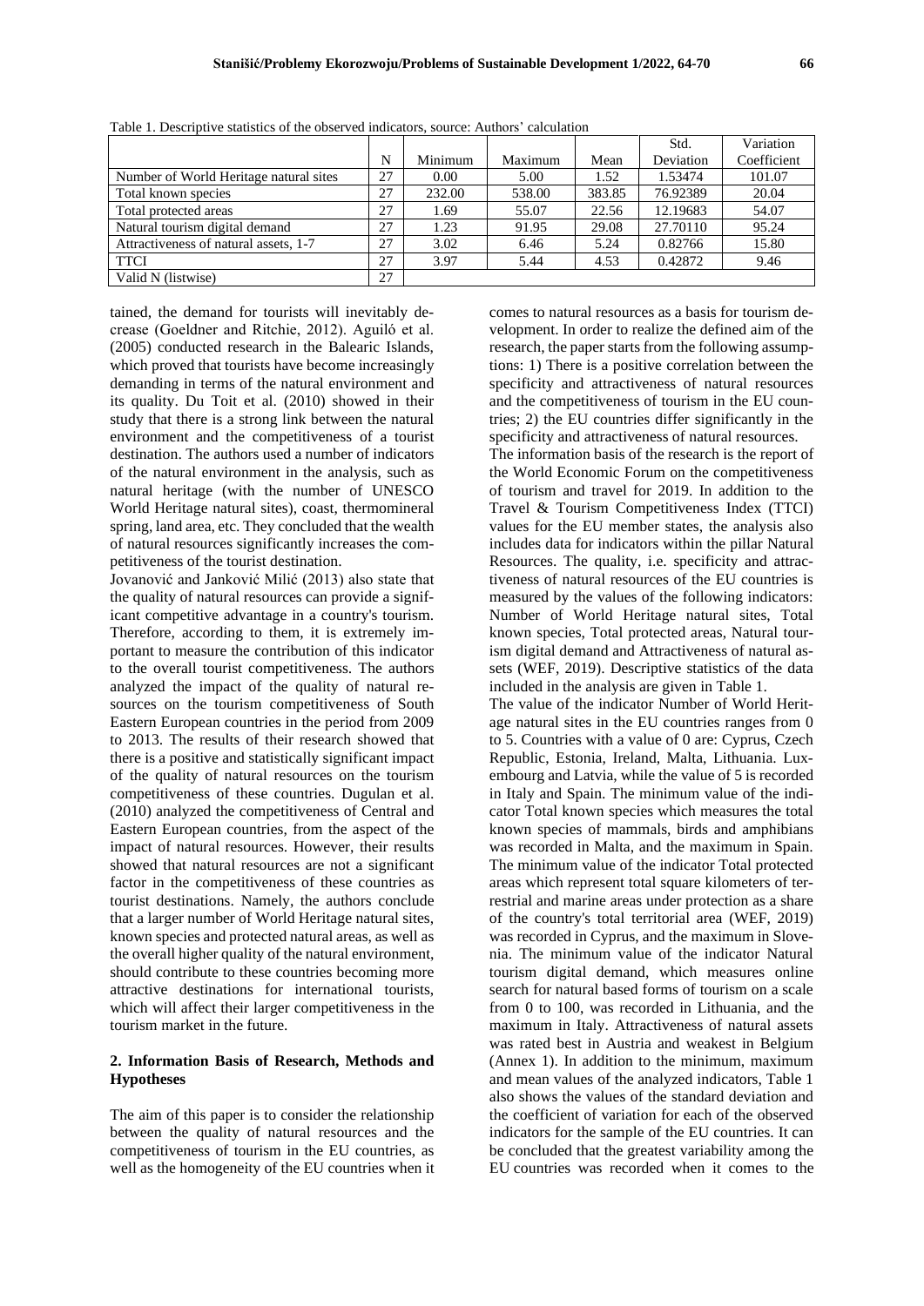Table 1. Descriptive statistics of the observed indicators, source: Authors' calculation

| | N | Minimum | Maximum | Mean | Std. Deviation | Variation Coefficient |
|---|---|---|---|---|---|---|
| Number of World Heritage natural sites | 27 | 0.00 | 5.00 | 1.52 | 1.53474 | 101.07 |
| Total known species | 27 | 232.00 | 538.00 | 383.85 | 76.92389 | 20.04 |
| Total protected areas | 27 | 1.69 | 55.07 | 22.56 | 12.19683 | 54.07 |
| Natural tourism digital demand | 27 | 1.23 | 91.95 | 29.08 | 27.70110 | 95.24 |
| Attractiveness of natural assets, 1-7 | 27 | 3.02 | 6.46 | 5.24 | 0.82766 | 15.80 |
| TTCI | 27 | 3.97 | 5.44 | 4.53 | 0.42872 | 9.46 |
| Valid N (listwise) | 27 | | | | | |

tained, the demand for tourists will inevitably decrease (Goeldner and Ritchie, 2012). Aguiló et al. (2005) conducted research in the Balearic Islands, which proved that tourists have become increasingly demanding in terms of the natural environment and its quality. Du Toit et al. (2010) showed in their study that there is a strong link between the natural environment and the competitiveness of a tourist destination. The authors used a number of indicators of the natural environment in the analysis, such as natural heritage (with the number of UNESCO World Heritage natural sites), coast, thermomineral spring, land area, etc. They concluded that the wealth of natural resources significantly increases the competitiveness of the tourist destination.

Jovanović and Janković Milić (2013) also state that the quality of natural resources can provide a significant competitive advantage in a country's tourism. Therefore, according to them, it is extremely important to measure the contribution of this indicator to the overall tourist competitiveness. The authors analyzed the impact of the quality of natural resources on the tourism competitiveness of South Eastern European countries in the period from 2009 to 2013. The results of their research showed that there is a positive and statistically significant impact of the quality of natural resources on the tourism competitiveness of these countries. Dugulan et al. (2010) analyzed the competitiveness of Central and Eastern European countries, from the aspect of the impact of natural resources. However, their results showed that natural resources are not a significant factor in the competitiveness of these countries as tourist destinations. Namely, the authors conclude that a larger number of World Heritage natural sites, known species and protected natural areas, as well as the overall higher quality of the natural environment, should contribute to these countries becoming more attractive destinations for international tourists, which will affect their larger competitiveness in the tourism market in the future.

## 2. Information Basis of Research, Methods and Hypotheses

The aim of this paper is to consider the relationship between the quality of natural resources and the competitiveness of tourism in the EU countries, as well as the homogeneity of the EU countries when it comes to natural resources as a basis for tourism development. In order to realize the defined aim of the research, the paper starts from the following assumptions: 1) There is a positive correlation between the specificity and attractiveness of natural resources and the competitiveness of tourism in the EU countries; 2) the EU countries differ significantly in the specificity and attractiveness of natural resources.

The information basis of the research is the report of the World Economic Forum on the competitiveness of tourism and travel for 2019. In addition to the Travel & Tourism Competitiveness Index (TTCI) values for the EU member states, the analysis also includes data for indicators within the pillar Natural Resources. The quality, i.e. specificity and attractiveness of natural resources of the EU countries is measured by the values of the following indicators: Number of World Heritage natural sites, Total known species, Total protected areas, Natural tourism digital demand and Attractiveness of natural assets (WEF, 2019). Descriptive statistics of the data included in the analysis are given in Table 1.

The value of the indicator Number of World Heritage natural sites in the EU countries ranges from 0 to 5. Countries with a value of 0 are: Cyprus, Czech Republic, Estonia, Ireland, Malta, Lithuania. Luxembourg and Latvia, while the value of 5 is recorded in Italy and Spain. The minimum value of the indicator Total known species which measures the total known species of mammals, birds and amphibians was recorded in Malta, and the maximum in Spain. The minimum value of the indicator Total protected areas which represent total square kilometers of terrestrial and marine areas under protection as a share of the country's total territorial area (WEF, 2019) was recorded in Cyprus, and the maximum in Slovenia. The minimum value of the indicator Natural tourism digital demand, which measures online search for natural based forms of tourism on a scale from 0 to 100, was recorded in Lithuania, and the maximum in Italy. Attractiveness of natural assets was rated best in Austria and weakest in Belgium (Annex 1). In addition to the minimum, maximum and mean values of the analyzed indicators, Table 1 also shows the values of the standard deviation and the coefficient of variation for each of the observed indicators for the sample of the EU countries. It can be concluded that the greatest variability among the EU countries was recorded when it comes to the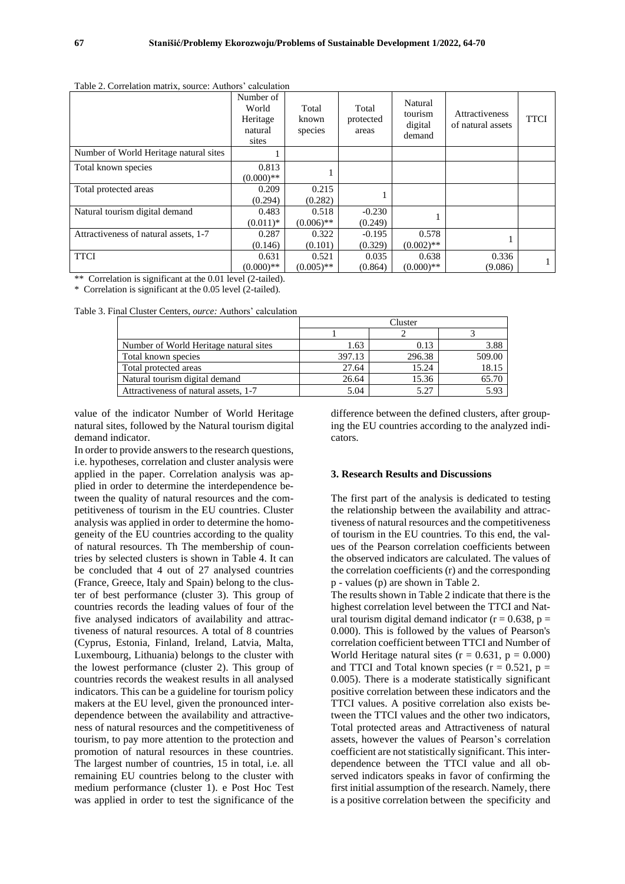Table 2. Correlation matrix, source: Authors' calculation

| | Number of World Heritage natural sites | Total known species | Total protected areas | Natural tourism digital demand | Attractiveness of natural assets | TTCI |
|---|---|---|---|---|---|---|
| Number of World Heritage natural sites | 1 | | | | | |
| Total known species | 0.813 (0.000)** | 1 | | | | |
| Total protected areas | 0.209 (0.294) | 0.215 (0.282) | 1 | | | |
| Natural tourism digital demand | 0.483 (0.011)* | 0.518 (0.006)** | -0.230 (0.249) | 1 | | |
| Attractiveness of natural assets, 1-7 | 0.287 (0.146) | 0.322 (0.101) | -0.195 (0.329) | 0.578 (0.002)** | 1 | |
| TTCI | 0.631 (0.000)** | 0.521 (0.005)** | 0.035 (0.864) | 0.638 (0.000)** | 0.336 (9.086) | 1 |

** Correlation is significant at the 0.01 level (2-tailed).
* Correlation is significant at the 0.05 level (2-tailed).

Table 3. Final Cluster Centers, *ource:* Authors' calculation

| | Cluster | | |
|---|---|---|---|
| | 1 | 2 | 3 |
| Number of World Heritage natural sites | 1.63 | 0.13 | 3.88 |
| Total known species | 397.13 | 296.38 | 509.00 |
| Total protected areas | 27.64 | 15.24 | 18.15 |
| Natural tourism digital demand | 26.64 | 15.36 | 65.70 |
| Attractiveness of natural assets, 1-7 | 5.04 | 5.27 | 5.93 |

value of the indicator Number of World Heritage natural sites, followed by the Natural tourism digital demand indicator.

In order to provide answers to the research questions, i.e. hypotheses, correlation and cluster analysis were applied in the paper. Correlation analysis was applied in order to determine the interdependence between the quality of natural resources and the competitiveness of tourism in the EU countries. Cluster analysis was applied in order to determine the homogeneity of the EU countries according to the quality of natural resources. Th The membership of countries by selected clusters is shown in Table 4. It can be concluded that 4 out of 27 analysed countries (France, Greece, Italy and Spain) belong to the cluster of best performance (cluster 3). This group of countries records the leading values of four of the five analysed indicators of availability and attractiveness of natural resources. A total of 8 countries (Cyprus, Estonia, Finland, Ireland, Latvia, Malta, Luxembourg, Lithuania) belongs to the cluster with the lowest performance (cluster 2). This group of countries records the weakest results in all analysed indicators. This can be a guideline for tourism policy makers at the EU level, given the pronounced interdependence between the availability and attractiveness of natural resources and the competitiveness of tourism, to pay more attention to the protection and promotion of natural resources in these countries. The largest number of countries, 15 in total, i.e. all remaining EU countries belong to the cluster with medium performance (cluster 1). e Post Hoc Test was applied in order to test the significance of the difference between the defined clusters, after grouping the EU countries according to the analyzed indicators.

## 3. Research Results and Discussions

The first part of the analysis is dedicated to testing the relationship between the availability and attractiveness of natural resources and the competitiveness of tourism in the EU countries. To this end, the values of the Pearson correlation coefficients between the observed indicators are calculated. The values of the correlation coefficients (r) and the corresponding p - values (p) are shown in Table 2.

The results shown in Table 2 indicate that there is the highest correlation level between the TTCI and Natural tourism digital demand indicator ($r = 0.638$, $p = 0.000$). This is followed by the values of Pearson's correlation coefficient between TTCI and Number of World Heritage natural sites ($r = 0.631$, $p = 0.000$) and TTCI and Total known species ($r = 0.521$, $p = 0.005$). There is a moderate statistically significant positive correlation between these indicators and the TTCI values. A positive correlation also exists between the TTCI values and the other two indicators, Total protected areas and Attractiveness of natural assets, however the values of Pearson's correlation coefficient are not statistically significant. This interdependence between the TTCI value and all observed indicators speaks in favor of confirming the first initial assumption of the research. Namely, there is a positive correlation between the specificity and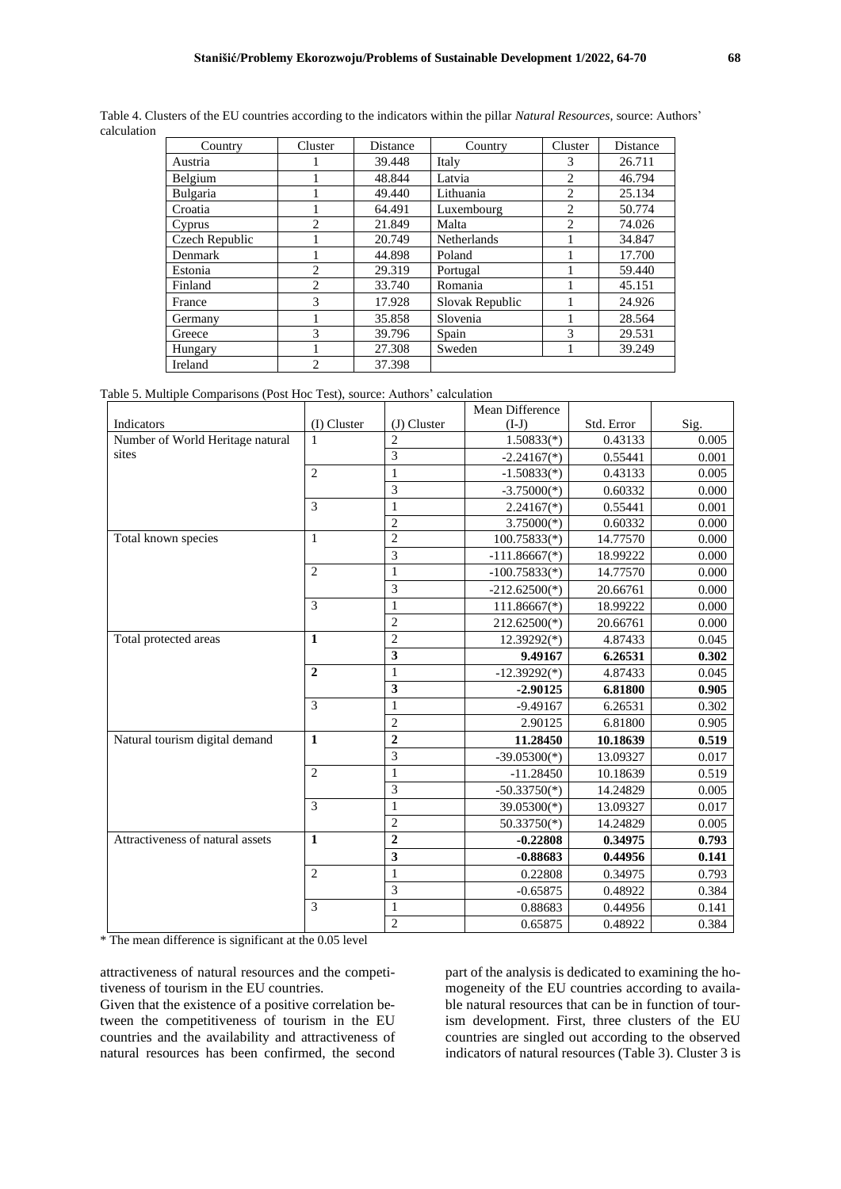Table 4. Clusters of the EU countries according to the indicators within the pillar *Natural Resources*, source: Authors' calculation

| Country | Cluster | Distance | Country | Cluster | Distance |
|---|---|---|---|---|---|
| Austria | 1 | 39.448 | Italy | 3 | 26.711 |
| Belgium | 1 | 48.844 | Latvia | 2 | 46.794 |
| Bulgaria | 1 | 49.440 | Lithuania | 2 | 25.134 |
| Croatia | 1 | 64.491 | Luxembourg | 2 | 50.774 |
| Cyprus | 2 | 21.849 | Malta | 2 | 74.026 |
| Czech Republic | 1 | 20.749 | Netherlands | 1 | 34.847 |
| Denmark | 1 | 44.898 | Poland | 1 | 17.700 |
| Estonia | 2 | 29.319 | Portugal | 1 | 59.440 |
| Finland | 2 | 33.740 | Romania | 1 | 45.151 |
| France | 3 | 17.928 | Slovak Republic | 1 | 24.926 |
| Germany | 1 | 35.858 | Slovenia | 1 | 28.564 |
| Greece | 3 | 39.796 | Spain | 3 | 29.531 |
| Hungary | 1 | 27.308 | Sweden | 1 | 39.249 |
| Ireland | 2 | 37.398 | | | |

Table 5. Multiple Comparisons (Post Hoc Test), source: Authors' calculation

| Indicators | (I) Cluster | (J) Cluster | Mean Difference (I-J) | Std. Error | Sig. |
|---|---|---|---|---|---|
| Number of World Heritage natural sites | 1 | 2 | 1.50833(*) | 0.43133 | 0.005 |
| | | 3 | -2.24167(*) | 0.55441 | 0.001 |
| | 2 | 1 | -1.50833(*) | 0.43133 | 0.005 |
| | | 3 | -3.75000(*) | 0.60332 | 0.000 |
| | 3 | 1 | 2.24167(*) | 0.55441 | 0.001 |
| | | 2 | 3.75000(*) | 0.60332 | 0.000 |
| Total known species | 1 | 2 | 100.75833(*) | 14.77570 | 0.000 |
| | | 3 | -111.86667(*) | 18.99222 | 0.000 |
| | 2 | 1 | -100.75833(*) | 14.77570 | 0.000 |
| | | 3 | -212.62500(*) | 20.66761 | 0.000 |
| | 3 | 1 | 111.86667(*) | 18.99222 | 0.000 |
| | | 2 | 212.62500(*) | 20.66761 | 0.000 |
| Total protected areas | **1** | 2 | 12.39292(*) | 4.87433 | 0.045 |
| | | **3** | **9.49167** | **6.26531** | **0.302** |
| | **2** | 1 | -12.39292(*) | 4.87433 | 0.045 |
| | | **3** | **-2.90125** | **6.81800** | **0.905** |
| | 3 | 1 | -9.49167 | 6.26531 | 0.302 |
| | | 2 | 2.90125 | 6.81800 | 0.905 |
| Natural tourism digital demand | **1** | **2** | **11.28450** | **10.18639** | **0.519** |
| | | 3 | -39.05300(*) | 13.09327 | 0.017 |
| | 2 | 1 | -11.28450 | 10.18639 | 0.519 |
| | | 3 | -50.33750(*) | 14.24829 | 0.005 |
| | 3 | 1 | 39.05300(*) | 13.09327 | 0.017 |
| | | 2 | 50.33750(*) | 14.24829 | 0.005 |
| Attractiveness of natural assets | **1** | **2** | **-0.22808** | **0.34975** | **0.793** |
| | | **3** | **-0.88683** | **0.44956** | **0.141** |
| | 2 | 1 | 0.22808 | 0.34975 | 0.793 |
| | | 3 | -0.65875 | 0.48922 | 0.384 |
| | 3 | 1 | 0.88683 | 0.44956 | 0.141 |
| | | 2 | 0.65875 | 0.48922 | 0.384 |

\* The mean difference is significant at the 0.05 level

attractiveness of natural resources and the competitiveness of tourism in the EU countries.

Given that the existence of a positive correlation between the competitiveness of tourism in the EU countries and the availability and attractiveness of natural resources has been confirmed, the second part of the analysis is dedicated to examining the homogeneity of the EU countries according to available natural resources that can be in function of tourism development. First, three clusters of the EU countries are singled out according to the observed indicators of natural resources (Table 3). Cluster 3 is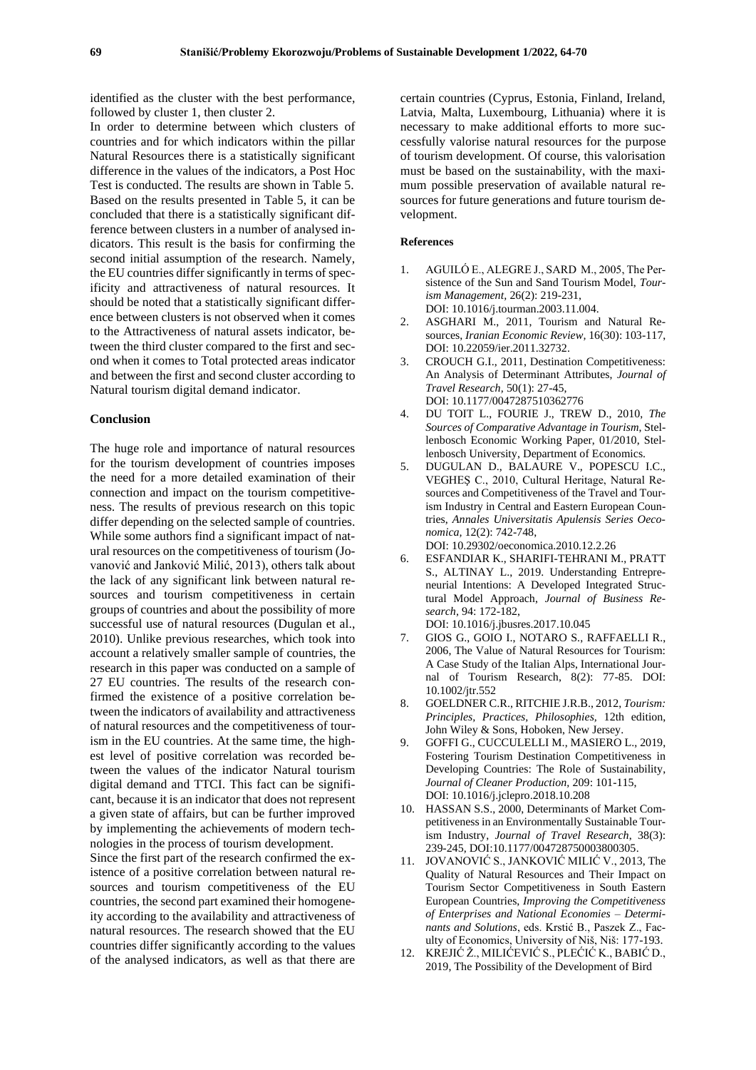identified as the cluster with the best performance, followed by cluster 1, then cluster 2.

In order to determine between which clusters of countries and for which indicators within the pillar Natural Resources there is a statistically significant difference in the values of the indicators, a Post Hoc Test is conducted. The results are shown in Table 5. Based on the results presented in Table 5, it can be concluded that there is a statistically significant difference between clusters in a number of analysed indicators. This result is the basis for confirming the second initial assumption of the research. Namely, the EU countries differ significantly in terms of specificity and attractiveness of natural resources. It should be noted that a statistically significant difference between clusters is not observed when it comes to the Attractiveness of natural assets indicator, between the third cluster compared to the first and second when it comes to Total protected areas indicator and between the first and second cluster according to Natural tourism digital demand indicator.

## Conclusion

The huge role and importance of natural resources for the tourism development of countries imposes the need for a more detailed examination of their connection and impact on the tourism competitiveness. The results of previous research on this topic differ depending on the selected sample of countries. While some authors find a significant impact of natural resources on the competitiveness of tourism (Jovanović and Janković Milić, 2013), others talk about the lack of any significant link between natural resources and tourism competitiveness in certain groups of countries and about the possibility of more successful use of natural resources (Dugulan et al., 2010). Unlike previous researches, which took into account a relatively smaller sample of countries, the research in this paper was conducted on a sample of 27 EU countries. The results of the research confirmed the existence of a positive correlation between the indicators of availability and attractiveness of natural resources and the competitiveness of tourism in the EU countries. At the same time, the highest level of positive correlation was recorded between the values of the indicator Natural tourism digital demand and TTCI. This fact can be significant, because it is an indicator that does not represent a given state of affairs, but can be further improved by implementing the achievements of modern technologies in the process of tourism development.

Since the first part of the research confirmed the existence of a positive correlation between natural resources and tourism competitiveness of the EU countries, the second part examined their homogeneity according to the availability and attractiveness of natural resources. The research showed that the EU countries differ significantly according to the values of the analysed indicators, as well as that there are certain countries (Cyprus, Estonia, Finland, Ireland, Latvia, Malta, Luxembourg, Lithuania) where it is necessary to make additional efforts to more successfully valorise natural resources for the purpose of tourism development. Of course, this valorisation must be based on the sustainability, with the maximum possible preservation of available natural resources for future generations and future tourism development.

### References

1. AGUILÓ E., ALEGRE J., SARD M., 2005, The Persistence of the Sun and Sand Tourism Model, *Tourism Management*, 26(2): 219-231, DOI: 10.1016/j.tourman.2003.11.004.
2. ASGHARI M., 2011, Tourism and Natural Resources, *Iranian Economic Review*, 16(30): 103-117, DOI: 10.22059/ier.2011.32732.
3. CROUCH G.I., 2011, Destination Competitiveness: An Analysis of Determinant Attributes, *Journal of Travel Research*, 50(1): 27-45, DOI: 10.1177/0047287510362776
4. DU TOIT L., FOURIE J., TREW D., 2010, *The Sources of Comparative Advantage in Tourism*, Stellenbosch Economic Working Paper, 01/2010, Stellenbosch University, Department of Economics.
5. DUGULAN D., BALAURE V., POPESCU I.C., VEGHEȘ C., 2010, Cultural Heritage, Natural Resources and Competitiveness of the Travel and Tourism Industry in Central and Eastern European Countries, *Annales Universitatis Apulensis Series Oeconomica*, 12(2): 742-748, DOI: 10.29302/oeconomica.2010.12.2.26
6. ESFANDIAR K., SHARIFI-TEHRANI M., PRATT S., ALTINAY L., 2019. Understanding Entrepreneurial Intentions: A Developed Integrated Structural Model Approach, *Journal of Business Research*, 94: 172-182, DOI: 10.1016/j.jbusres.2017.10.045
7. GIOS G., GOIO I., NOTARO S., RAFFAELLI R., 2006, The Value of Natural Resources for Tourism: A Case Study of the Italian Alps, International Journal of Tourism Research, 8(2): 77-85. DOI: 10.1002/jtr.552
8. GOELDNER C.R., RITCHIE J.R.B., 2012, *Tourism: Principles, Practices, Philosophies*, 12th edition, John Wiley & Sons, Hoboken, New Jersey.
9. GOFFI G., CUCCULELLI M., MASIERO L., 2019, Fostering Tourism Destination Competitiveness in Developing Countries: The Role of Sustainability, *Journal of Cleaner Production*, 209: 101-115, DOI: 10.1016/j.jclepro.2018.10.208
10. HASSAN S.S., 2000, Determinants of Market Competitiveness in an Environmentally Sustainable Tourism Industry, *Journal of Travel Research*, 38(3): 239-245, DOI:10.1177/004728750003800305.
11. JOVANOVIĆ S., JANKOVIĆ MILIĆ V., 2013, The Quality of Natural Resources and Their Impact on Tourism Sector Competitiveness in South Eastern European Countries, *Improving the Competitiveness of Enterprises and National Economies – Determinants and Solutions*, eds. Krstić B., Paszek Z., Faculty of Economics, University of Niš, Niš: 177-193.
12. KREJIĆ Ž., MILIĆEVIĆ S., PLEĆIĆ K., BABIĆ D., 2019, The Possibility of the Development of Bird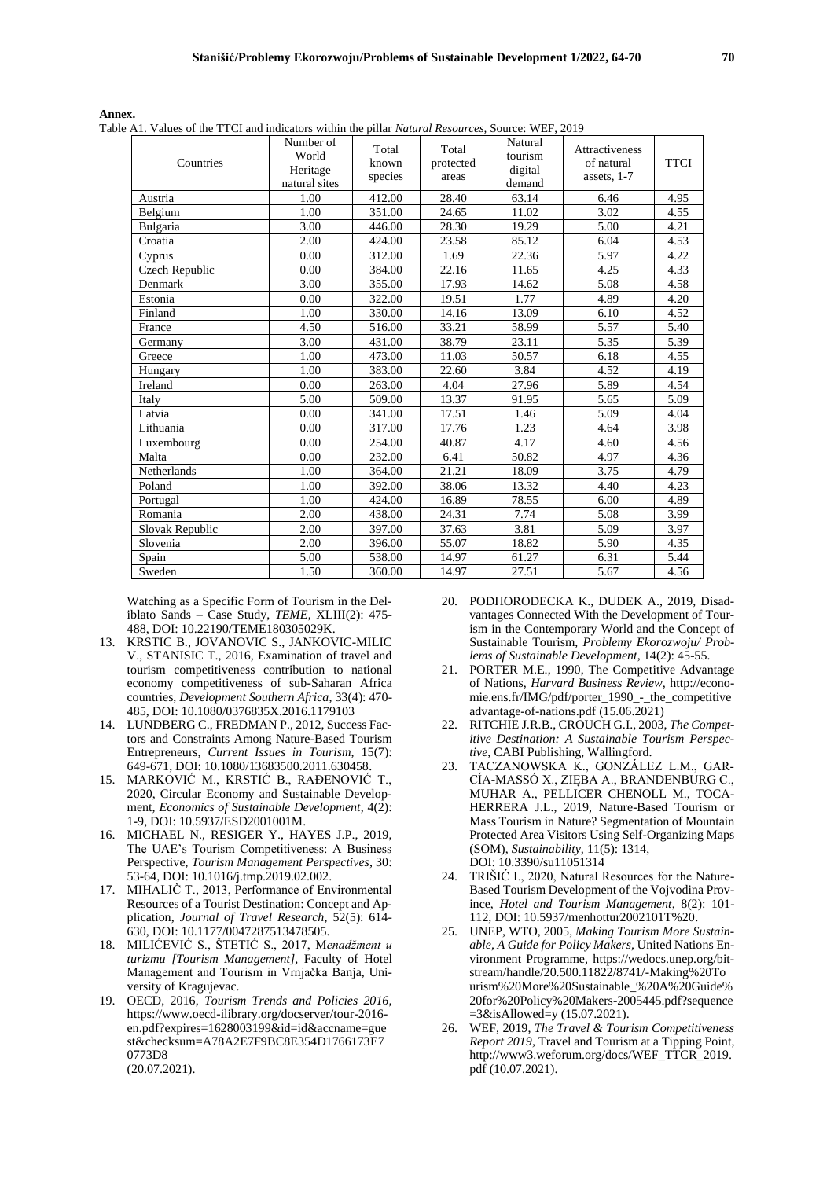**Annex.**

Table A1. Values of the TTCI and indicators within the pillar *Natural Resources*, Source: WEF, 2019

| Countries | Number of World Heritage natural sites | Total known species | Total protected areas | Natural tourism digital demand | Attractiveness of natural assets, 1-7 | TTCI |
|---|---|---|---|---|---|---|
| Austria | 1.00 | 412.00 | 28.40 | 63.14 | 6.46 | 4.95 |
| Belgium | 1.00 | 351.00 | 24.65 | 11.02 | 3.02 | 4.55 |
| Bulgaria | 3.00 | 446.00 | 28.30 | 19.29 | 5.00 | 4.21 |
| Croatia | 2.00 | 424.00 | 23.58 | 85.12 | 6.04 | 4.53 |
| Cyprus | 0.00 | 312.00 | 1.69 | 22.36 | 5.97 | 4.22 |
| Czech Republic | 0.00 | 384.00 | 22.16 | 11.65 | 4.25 | 4.33 |
| Denmark | 3.00 | 355.00 | 17.93 | 14.62 | 5.08 | 4.58 |
| Estonia | 0.00 | 322.00 | 19.51 | 1.77 | 4.89 | 4.20 |
| Finland | 1.00 | 330.00 | 14.16 | 13.09 | 6.10 | 4.52 |
| France | 4.50 | 516.00 | 33.21 | 58.99 | 5.57 | 5.40 |
| Germany | 3.00 | 431.00 | 38.79 | 23.11 | 5.35 | 5.39 |
| Greece | 1.00 | 473.00 | 11.03 | 50.57 | 6.18 | 4.55 |
| Hungary | 1.00 | 383.00 | 22.60 | 3.84 | 4.52 | 4.19 |
| Ireland | 0.00 | 263.00 | 4.04 | 27.96 | 5.89 | 4.54 |
| Italy | 5.00 | 509.00 | 13.37 | 91.95 | 5.65 | 5.09 |
| Latvia | 0.00 | 341.00 | 17.51 | 1.46 | 5.09 | 4.04 |
| Lithuania | 0.00 | 317.00 | 17.76 | 1.23 | 4.64 | 3.98 |
| Luxembourg | 0.00 | 254.00 | 40.87 | 4.17 | 4.60 | 4.56 |
| Malta | 0.00 | 232.00 | 6.41 | 50.82 | 4.97 | 4.36 |
| Netherlands | 1.00 | 364.00 | 21.21 | 18.09 | 3.75 | 4.79 |
| Poland | 1.00 | 392.00 | 38.06 | 13.32 | 4.40 | 4.23 |
| Portugal | 1.00 | 424.00 | 16.89 | 78.55 | 6.00 | 4.89 |
| Romania | 2.00 | 438.00 | 24.31 | 7.74 | 5.08 | 3.99 |
| Slovak Republic | 2.00 | 397.00 | 37.63 | 3.81 | 5.09 | 3.97 |
| Slovenia | 2.00 | 396.00 | 55.07 | 18.82 | 5.90 | 4.35 |
| Spain | 5.00 | 538.00 | 14.97 | 61.27 | 6.31 | 5.44 |
| Sweden | 1.50 | 360.00 | 14.97 | 27.51 | 5.67 | 4.56 |

Watching as a Specific Form of Tourism in the Deliblato Sands – Case Study, *TEME*, XLIII(2): 475-488, DOI: 10.22190/TEME180305029K.

13. KRSTIC B., JOVANOVIC S., JANKOVIC-MILIC V., STANISIC T., 2016, Examination of travel and tourism competitiveness contribution to national economy competitiveness of sub-Saharan Africa countries, *Development Southern Africa*, 33(4): 470-485, DOI: 10.1080/0376835X.2016.1179103
14. LUNDBERG C., FREDMAN P., 2012, Success Factors and Constraints Among Nature-Based Tourism Entrepreneurs, *Current Issues in Tourism*, 15(7): 649-671, DOI: 10.1080/13683500.2011.630458.
15. MARKOVIĆ M., KRSTIĆ B., RAĐENOVIĆ T., 2020, Circular Economy and Sustainable Development, *Economics of Sustainable Development*, 4(2): 1-9, DOI: 10.5937/ESD2001001M.
16. MICHAEL N., RESIGER Y., HAYES J.P., 2019, The UAE's Tourism Competitiveness: A Business Perspective, *Tourism Management Perspectives*, 30: 53-64, DOI: 10.1016/j.tmp.2019.02.002.
17. MIHALIČ T., 2013, Performance of Environmental Resources of a Tourist Destination: Concept and Application, *Journal of Travel Research*, 52(5): 614-630, DOI: 10.1177/0047287513478505.
18. MILIĆEVIĆ S., ŠTETIĆ S., 2017, M*enadžment u turizmu [Tourism Management]*, Faculty of Hotel Management and Tourism in Vrnjačka Banja, University of Kragujevac.
19. OECD, 2016, *Tourism Trends and Policies 2016*, https://www.oecd-ilibrary.org/docserver/tour-2016-en.pdf?expires=1628003199&id=id&accname=guest&checksum=A78A2E7F9BC8E354D1766173E70773D8 (20.07.2021).
20. PODHORODECKA K., DUDEK A., 2019, Disadvantages Connected With the Development of Tourism in the Contemporary World and the Concept of Sustainable Tourism, *Problemy Ekorozwoju/ Problems of Sustainable Development*, 14(2): 45-55.
21. PORTER M.E., 1990, The Competitive Advantage of Nations, *Harvard Business Review*, http://economie.ens.fr/IMG/pdf/porter_1990_-_the_competitive advantage-of-nations.pdf (15.06.2021)
22. RITCHIE J.R.B., CROUCH G.I., 2003, *The Competitive Destination: A Sustainable Tourism Perspective*, CABI Publishing, Wallingford.
23. TACZANOWSKA K., GONZÁLEZ L.M., GARCÍA-MASSÓ X., ZIĘBA A., BRANDENBURG C., MUHAR A., PELLICER CHENOLL M., TOCA-HERRERA J.L., 2019, Nature-Based Tourism or Mass Tourism in Nature? Segmentation of Mountain Protected Area Visitors Using Self-Organizing Maps (SOM), *Sustainability*, 11(5): 1314, DOI: 10.3390/su11051314
24. TRIŠIĆ I., 2020, Natural Resources for the Nature-Based Tourism Development of the Vojvodina Province, *Hotel and Tourism Management*, 8(2): 101-112, DOI: 10.5937/menhottur2002101T%20.
25. UNEP, WTO, 2005, *Making Tourism More Sustainable, A Guide for Policy Makers*, United Nations Environment Programme, https://wedocs.unep.org/bitstream/handle/20.500.11822/8741/-Making%20Tourism%20More%20Sustainable_%20A%20Guide%20for%20Policy%20Makers-2005445.pdf?sequence=3&isAllowed=y (15.07.2021).
26. WEF, 2019, *The Travel & Tourism Competitiveness Report 2019*, Travel and Tourism at a Tipping Point, http://www3.weforum.org/docs/WEF_TTCR_2019.pdf (10.07.2021).